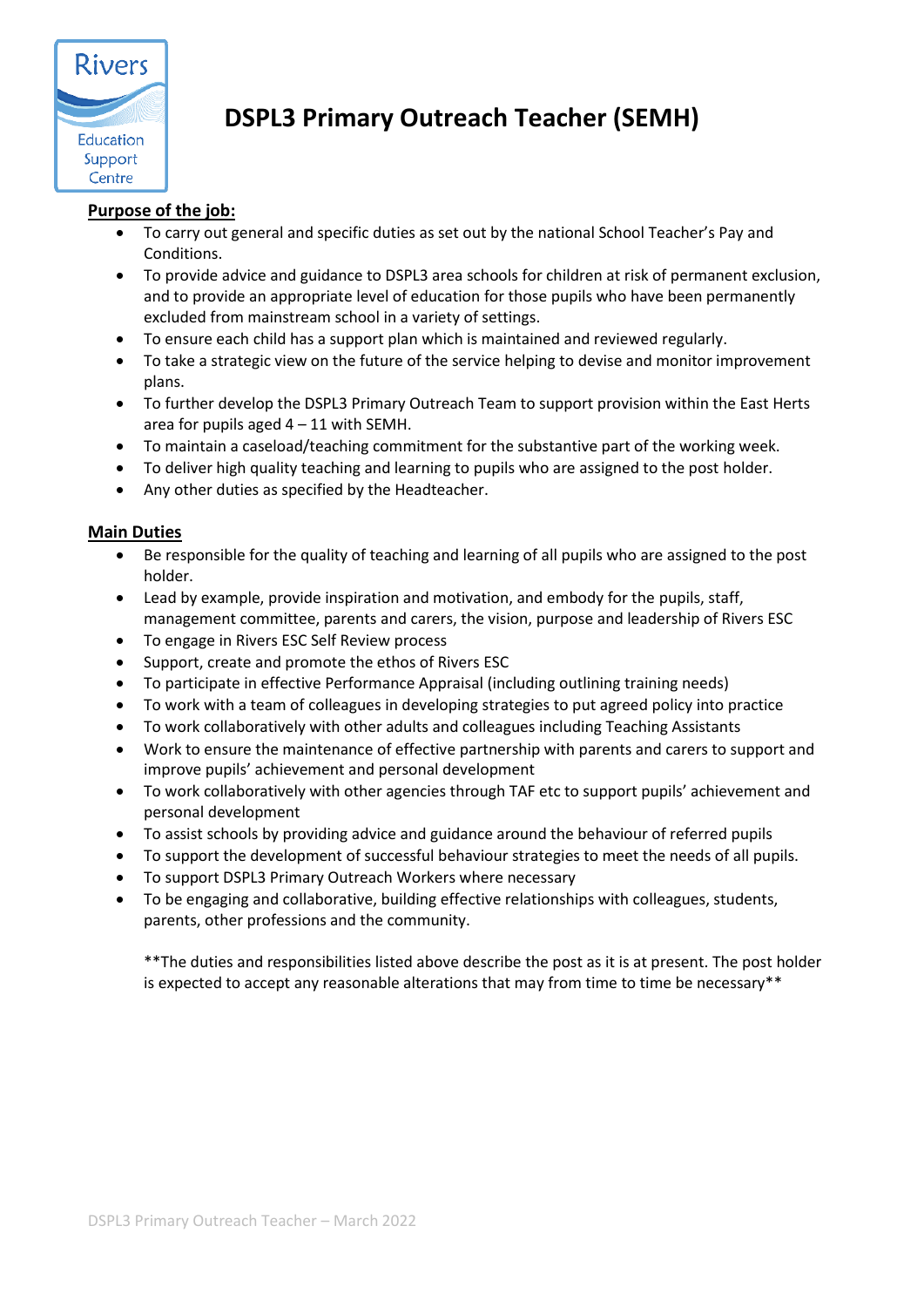# DSPL3 Primary Outreach Teacher (SEMH)

**Purpose of the job:**

- To carry out general and specific duties as set out by the national School Teacher's Pay and Conditions.
- To provide advice and guidance to DSPL3 area schools for children at risk of permanent exclusion, and to provide an appropriate level of education for those pupils who have been permanently excluded from mainstream school in a variety of settings.
- To ensure each child has a support plan which is maintained and reviewed regularly.
- To take a strategic view on the future of the service helping to devise and monitor improvement plans.
- To further develop the DSPL3 Primary Outreach Team to support provision within the East Herts area for pupils aged 4 – 11 with SEMH.
- To maintain a caseload/teaching commitment for the substantive part of the working week.
- To deliver high quality teaching and learning to pupils who are assigned to the post holder.
- Any other duties as specified by the Headteacher.

**Main Duties**

- Be responsible for the quality of teaching and learning of all pupils who are assigned to the post holder.
- Lead by example, provide inspiration and motivation, and embody for the pupils, staff, management committee, parents and carers, the vision, purpose and leadership of Rivers ESC
- To engage in Rivers ESC Self Review process
- Support, create and promote the ethos of Rivers ESC
- To participate in effective Performance Appraisal (including outlining training needs)
- To work with a team of colleagues in developing strategies to put agreed policy into practice
- To work collaboratively with other adults and colleagues including Teaching Assistants
- Work to ensure the maintenance of effective partnership with parents and carers to support and improve pupils' achievement and personal development
- To work collaboratively with other agencies through TAF etc to support pupils' achievement and personal development
- To assist schools by providing advice and guidance around the behaviour of referred pupils
- To support the development of successful behaviour strategies to meet the needs of all pupils.
- To support DSPL3 Primary Outreach Workers where necessary
- To be engaging and collaborative, building effective relationships with colleagues, students, parents, other professions and the community.

**The duties and responsibilities listed above describe the post as it is at present. The post holder is expected to accept any reasonable alterations that may from time to time be necessary**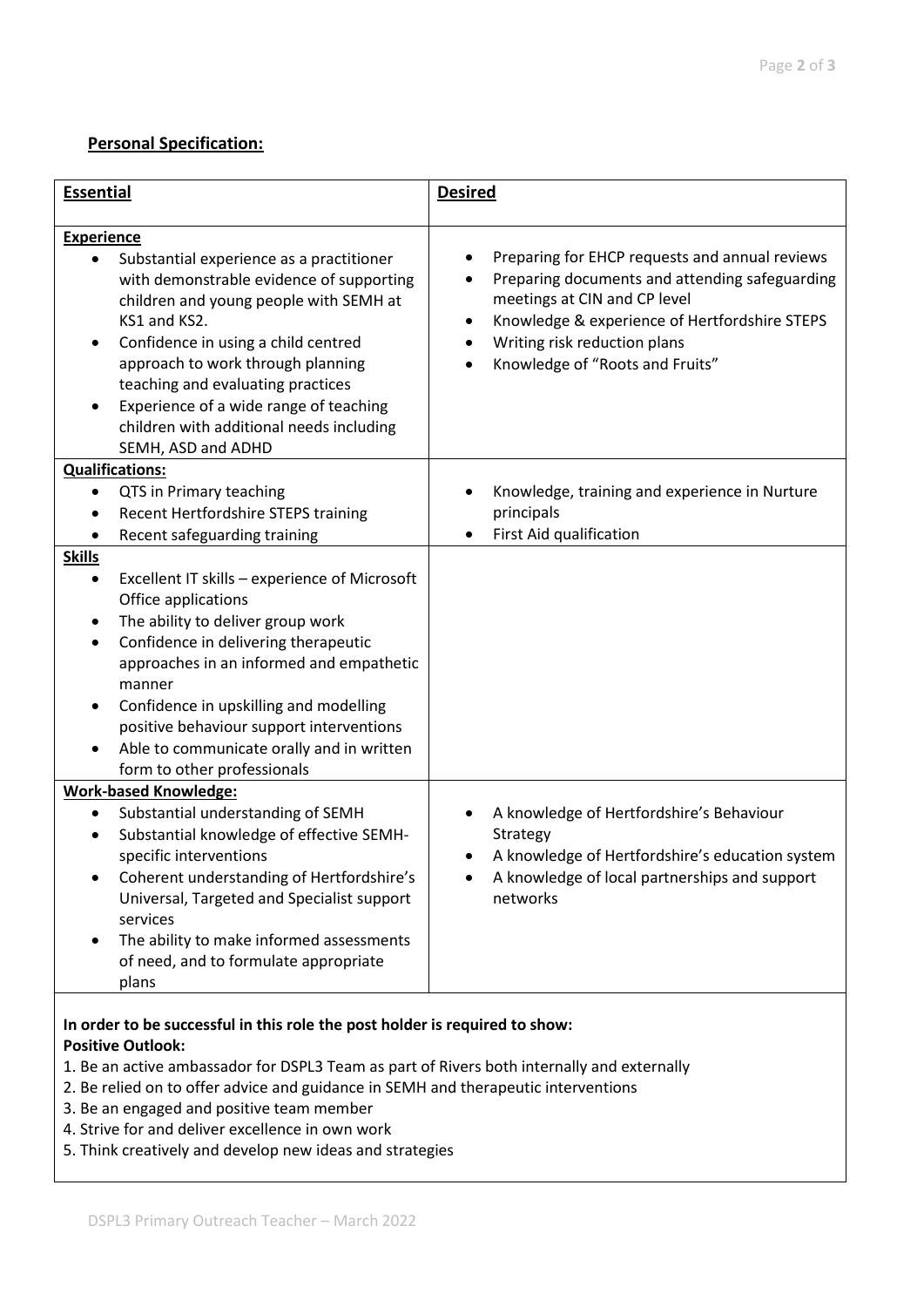## Personal Specification:

| **Essential** | **Desired** |
|---|---|
| **Experience**<br>• Substantial experience as a practitioner with demonstrable evidence of supporting children and young people with SEMH at KS1 and KS2.<br>• Confidence in using a child centred approach to work through planning teaching and evaluating practices<br>• Experience of a wide range of teaching children with additional needs including SEMH, ASD and ADHD | • Preparing for EHCP requests and annual reviews<br>• Preparing documents and attending safeguarding meetings at CIN and CP level<br>• Knowledge & experience of Hertfordshire STEPS<br>• Writing risk reduction plans<br>• Knowledge of "Roots and Fruits" |
| **Qualifications:**<br>• QTS in Primary teaching<br>• Recent Hertfordshire STEPS training<br>• Recent safeguarding training | • Knowledge, training and experience in Nurture principals<br>• First Aid qualification |
| **Skills**<br>• Excellent IT skills – experience of Microsoft Office applications<br>• The ability to deliver group work<br>• Confidence in delivering therapeutic approaches in an informed and empathetic manner<br>• Confidence in upskilling and modelling positive behaviour support interventions<br>• Able to communicate orally and in written form to other professionals | |
| **Work-based Knowledge:**<br>• Substantial understanding of SEMH<br>• Substantial knowledge of effective SEMH-specific interventions<br>• Coherent understanding of Hertfordshire's Universal, Targeted and Specialist support services<br>• The ability to make informed assessments of need, and to formulate appropriate plans | • A knowledge of Hertfordshire's Behaviour Strategy<br>• A knowledge of Hertfordshire's education system<br>• A knowledge of local partnerships and support networks |

**In order to be successful in this role the post holder is required to show:**
**Positive Outlook:**

1. Be an active ambassador for DSPL3 Team as part of Rivers both internally and externally
2. Be relied on to offer advice and guidance in SEMH and therapeutic interventions
3. Be an engaged and positive team member
4. Strive for and deliver excellence in own work
5. Think creatively and develop new ideas and strategies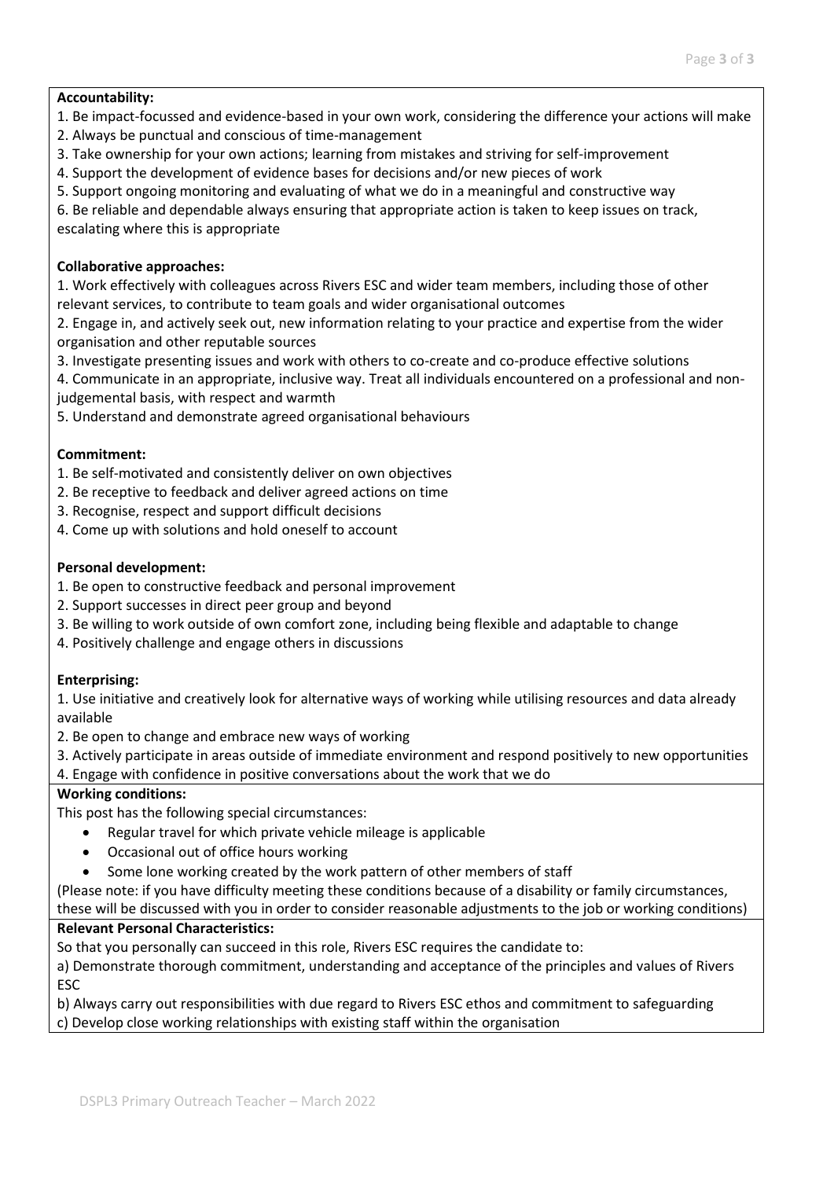**Accountability:**

1. Be impact-focussed and evidence-based in your own work, considering the difference your actions will make
2. Always be punctual and conscious of time-management
3. Take ownership for your own actions; learning from mistakes and striving for self-improvement
4. Support the development of evidence bases for decisions and/or new pieces of work
5. Support ongoing monitoring and evaluating of what we do in a meaningful and constructive way
6. Be reliable and dependable always ensuring that appropriate action is taken to keep issues on track, escalating where this is appropriate

**Collaborative approaches:**

1. Work effectively with colleagues across Rivers ESC and wider team members, including those of other relevant services, to contribute to team goals and wider organisational outcomes
2. Engage in, and actively seek out, new information relating to your practice and expertise from the wider organisation and other reputable sources
3. Investigate presenting issues and work with others to co-create and co-produce effective solutions
4. Communicate in an appropriate, inclusive way. Treat all individuals encountered on a professional and non-judgemental basis, with respect and warmth
5. Understand and demonstrate agreed organisational behaviours

**Commitment:**

1. Be self-motivated and consistently deliver on own objectives
2. Be receptive to feedback and deliver agreed actions on time
3. Recognise, respect and support difficult decisions
4. Come up with solutions and hold oneself to account

**Personal development:**

1. Be open to constructive feedback and personal improvement
2. Support successes in direct peer group and beyond
3. Be willing to work outside of own comfort zone, including being flexible and adaptable to change
4. Positively challenge and engage others in discussions

**Enterprising:**

1. Use initiative and creatively look for alternative ways of working while utilising resources and data already available
2. Be open to change and embrace new ways of working
3. Actively participate in areas outside of immediate environment and respond positively to new opportunities
4. Engage with confidence in positive conversations about the work that we do

**Working conditions:**

This post has the following special circumstances:

- Regular travel for which private vehicle mileage is applicable
- Occasional out of office hours working
- Some lone working created by the work pattern of other members of staff

(Please note: if you have difficulty meeting these conditions because of a disability or family circumstances, these will be discussed with you in order to consider reasonable adjustments to the job or working conditions)

**Relevant Personal Characteristics:**

So that you personally can succeed in this role, Rivers ESC requires the candidate to:

a) Demonstrate thorough commitment, understanding and acceptance of the principles and values of Rivers ESC

b) Always carry out responsibilities with due regard to Rivers ESC ethos and commitment to safeguarding

c) Develop close working relationships with existing staff within the organisation